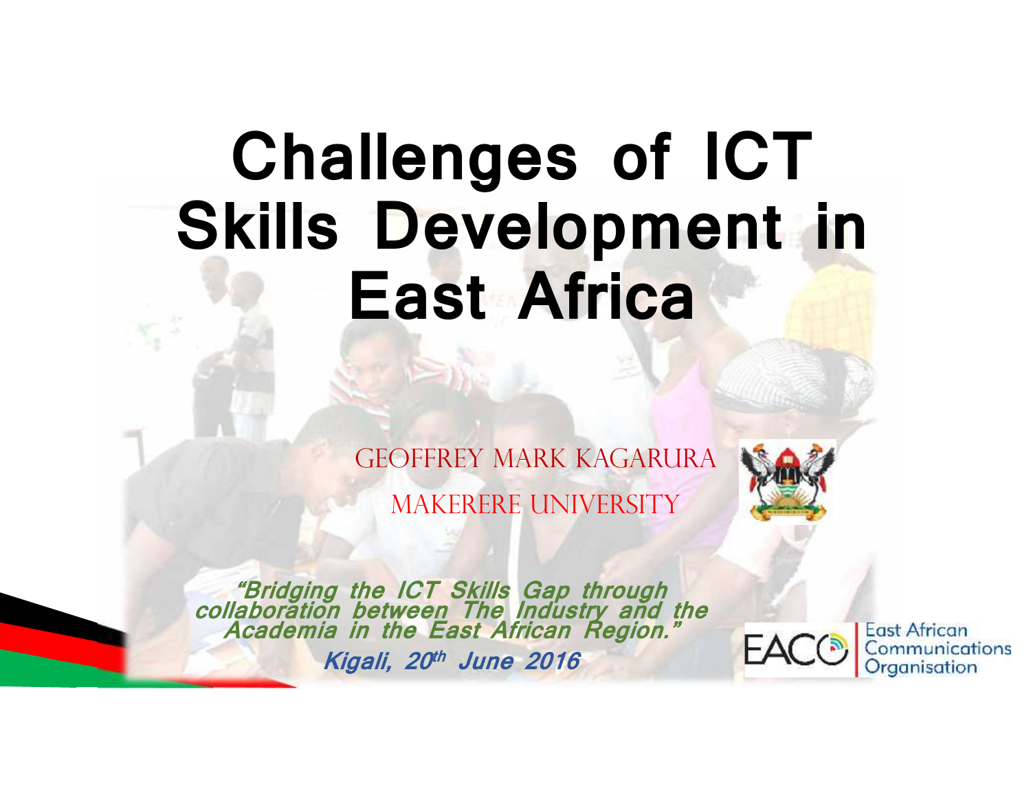# Challenges of ICT Skills Development in East Africa

GEOFFREY MARK KAGARURA

MAKERERE UNIVERSITY

*"Bridging the ICT Skills Gap through collaboration between The Industry and the Academia in the East African Region."*

*Kigali, 20th June 2016*

EACO East African Communications Organisation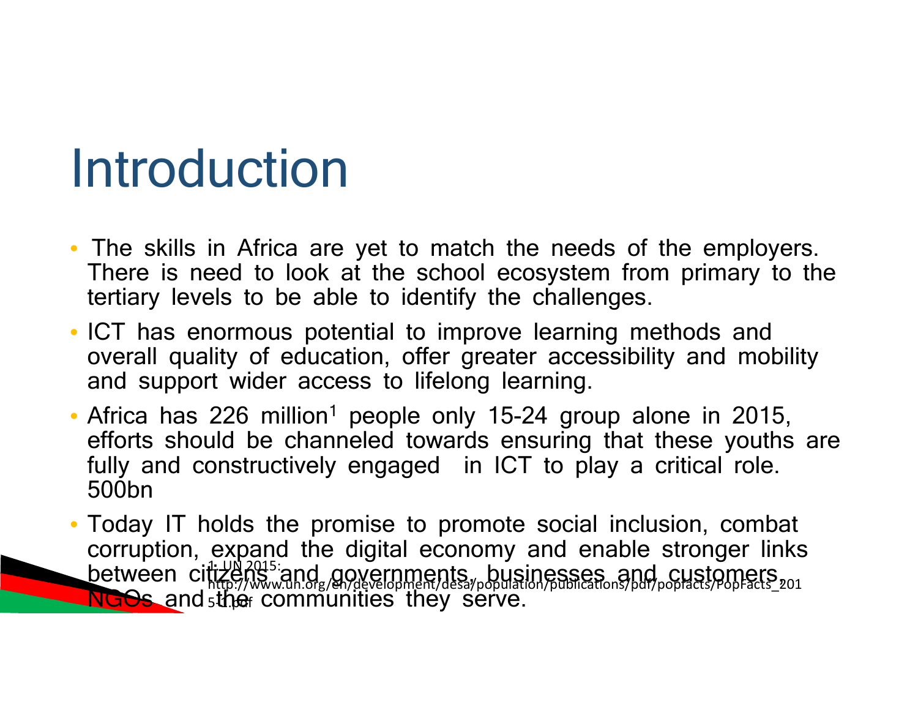# Introduction

- The skills in Africa are yet to match the needs of the employers. There is need to look at the school ecosystem from primary to the tertiary levels to be able to identify the challenges.
- ICT has enormous potential to improve learning methods and overall quality of education, offer greater accessibility and mobility and support wider access to lifelong learning.
- Africa has 226 million[1] people only 15-24 group alone in 2015, efforts should be channeled towards ensuring that these youths are fully and constructively engaged in ICT to play a critical role. 500bn
- Today IT holds the promise to promote social inclusion, combat corruption, expand the digital economy and enable stronger links between citizens and governments, businesses and customers, NGOs and the communities they serve.

1: UN 2015: http://www.un.org/en/development/desa/population/publications/pdf/popfacts/PopFacts_2015-1.pdf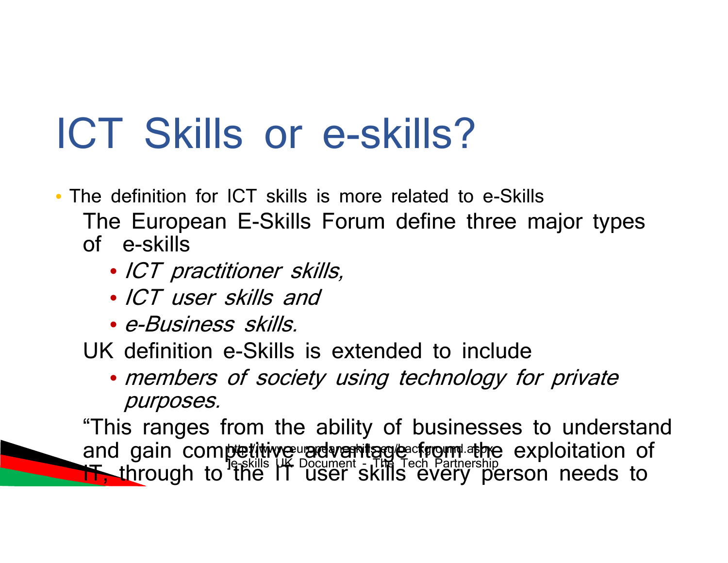# ICT Skills or e-skills?

- The definition for ICT skills is more related to e-Skills

  The European E-Skills Forum define three major types of e-skills

  - *ICT practitioner skills,*
  - *ICT user skills and*
  - *e-Business skills.*

  UK definition e-Skills is extended to include

  - *members of society using technology for private purposes.*

  "This ranges from the ability of businesses to understand and gain competitive advantage from the exploitation of IT, through to the IT user skills every person needs to

http://www.europeaneskills.eu/background.aspx

]e-skills UK Document - The Tech Partnership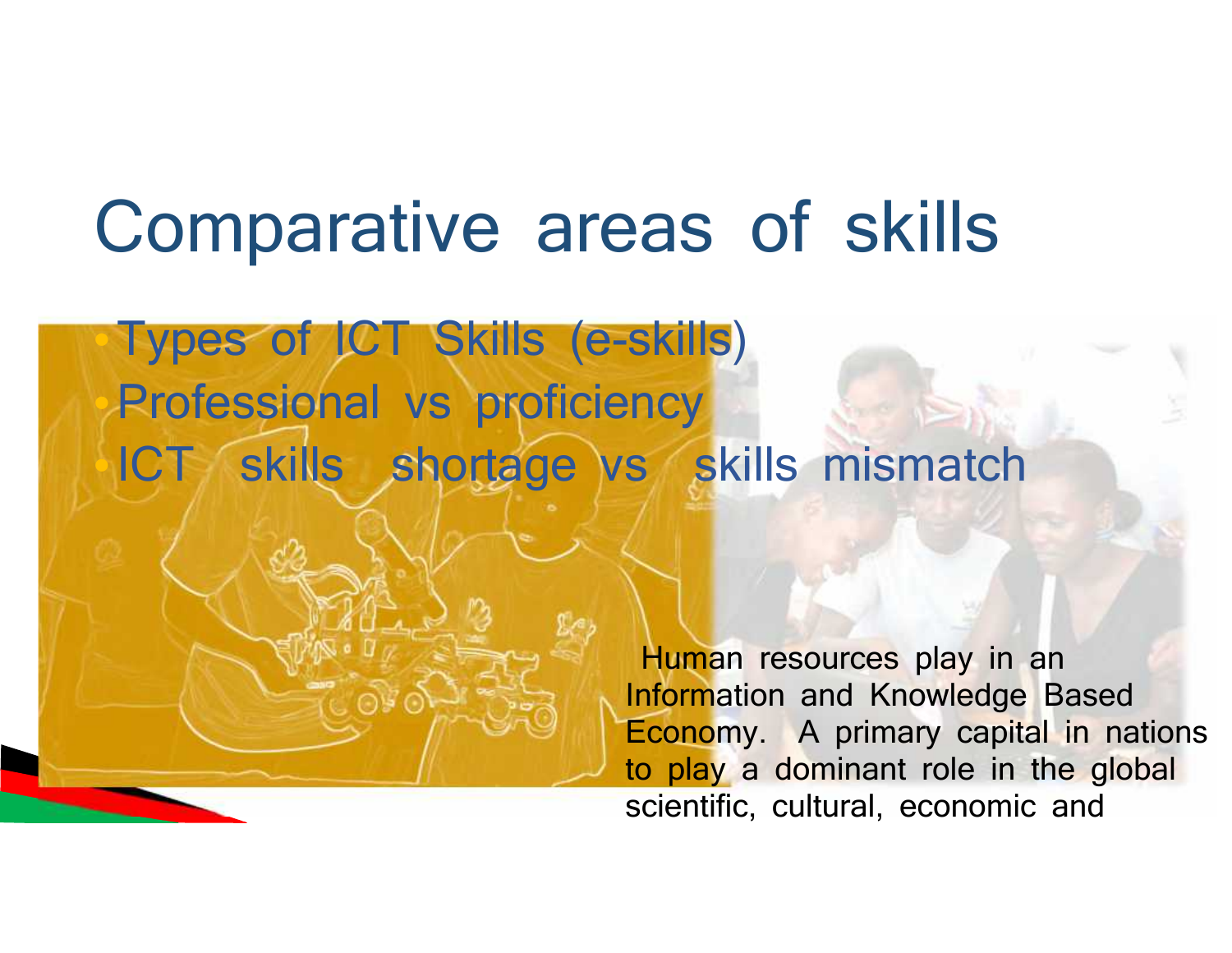# Comparative areas of skills

- Types of ICT Skills (e-skills)
- Professional vs proficiency
- ICT skills shortage vs skills mismatch

Human resources play in an Information and Knowledge Based Economy. A primary capital in nations to play a dominant role in the global scientific, cultural, economic and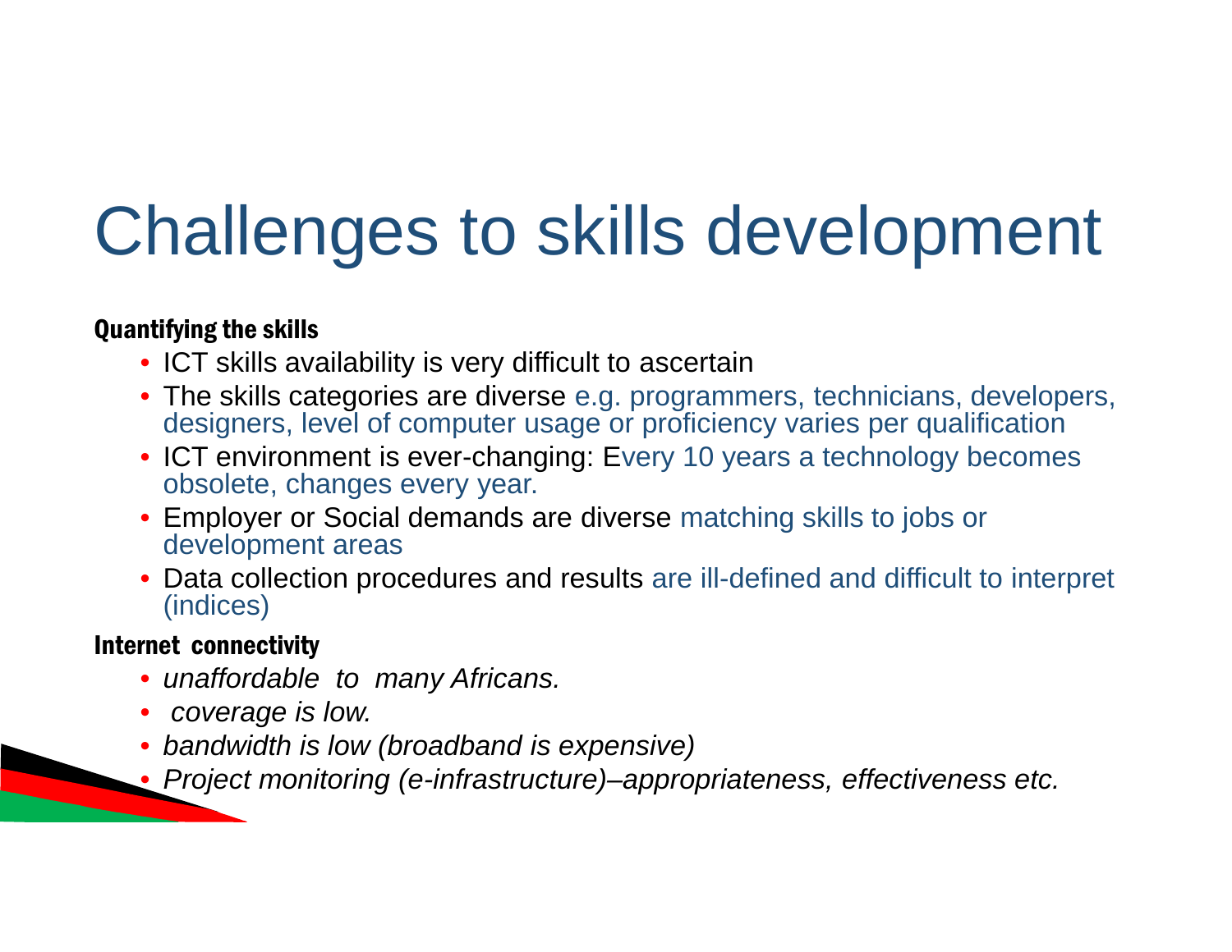# Challenges to skills development

**Quantifying the skills**

- ICT skills availability is very difficult to ascertain
- The skills categories are diverse e.g. programmers, technicians, developers, designers, level of computer usage or proficiency varies per qualification
- ICT environment is ever-changing: Every 10 years a technology becomes obsolete, changes every year.
- Employer or Social demands are diverse matching skills to jobs or development areas
- Data collection procedures and results are ill-defined and difficult to interpret (indices)

**Internet connectivity**

- *unaffordable to many Africans.*
- *coverage is low.*
- *bandwidth is low (broadband is expensive)*
- *Project monitoring (e-infrastructure)–appropriateness, effectiveness etc.*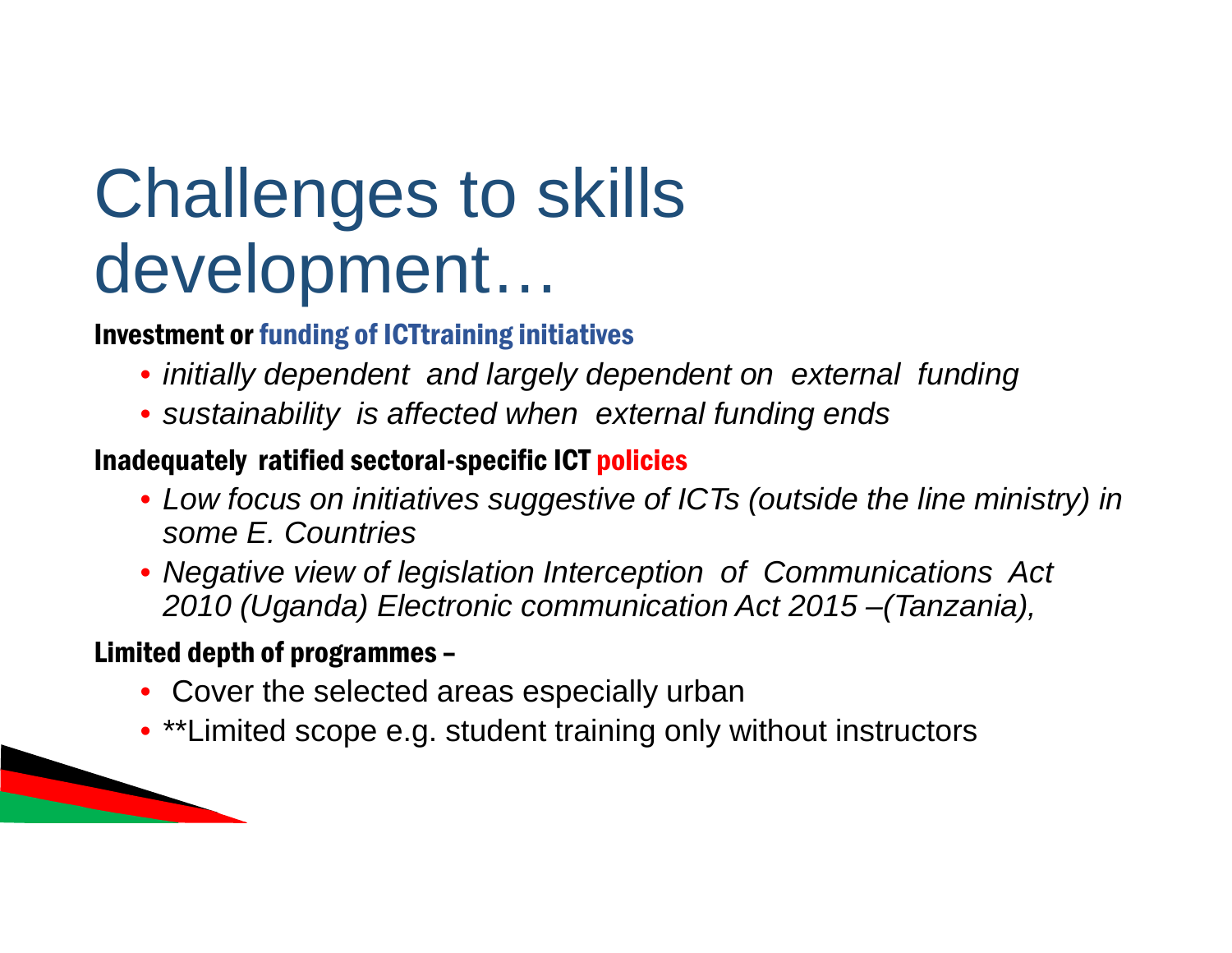# Challenges to skills development…

**Investment or funding of ICTtraining initiatives**

- *initially dependent and largely dependent on external funding*
- *sustainability is affected when external funding ends*

**Inadequately ratified sectoral-specific ICT policies**

- *Low focus on initiatives suggestive of ICTs (outside the line ministry) in some E. Countries*
- *Negative view of legislation Interception of Communications Act 2010 (Uganda) Electronic communication Act 2015 –(Tanzania),*

**Limited depth of programmes –**

- Cover the selected areas especially urban
- **Limited scope e.g. student training only without instructors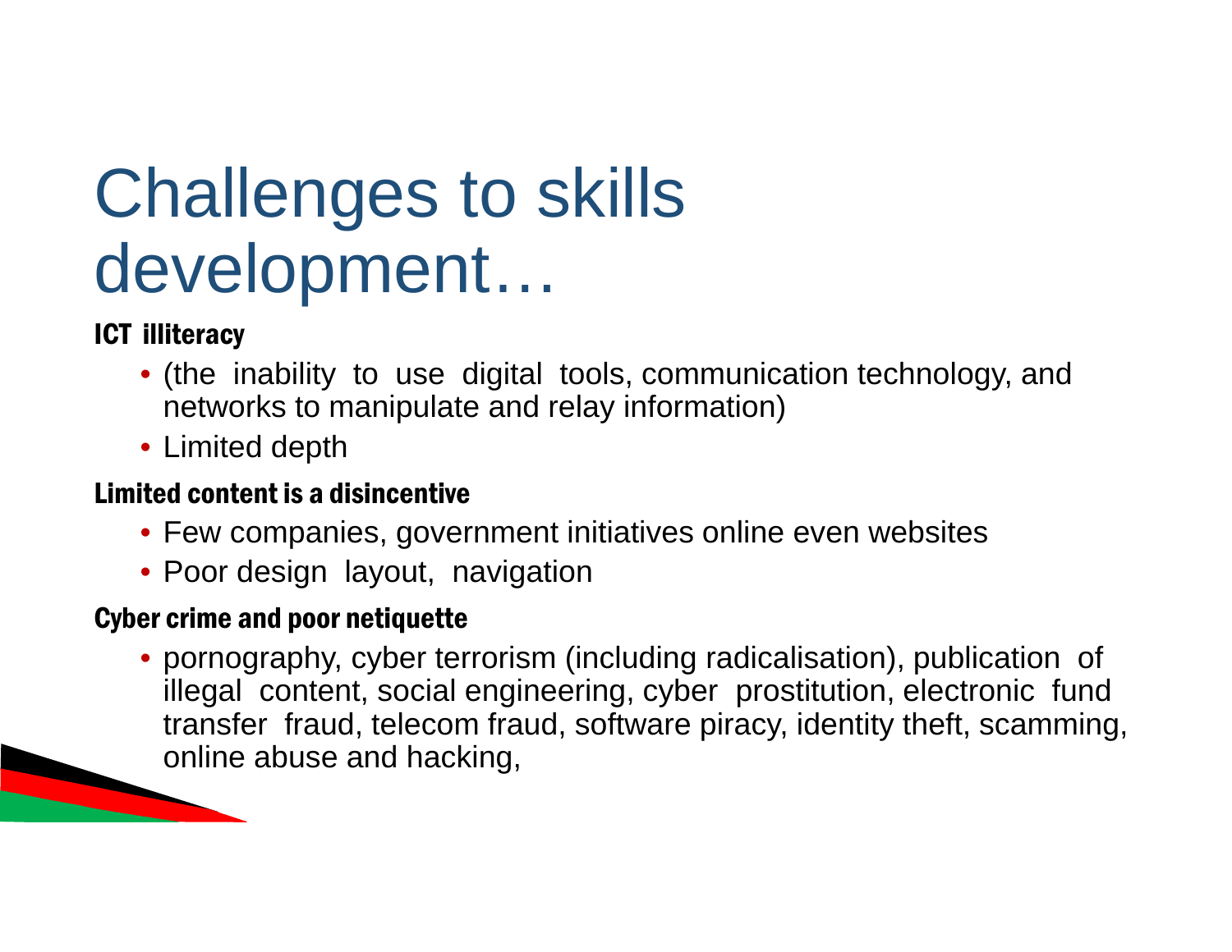# Challenges to skills development…

**ICT illiteracy**

- (the inability to use digital tools, communication technology, and networks to manipulate and relay information)
- Limited depth

**Limited content is a disincentive**

- Few companies, government initiatives online even websites
- Poor design layout, navigation

**Cyber crime and poor netiquette**

- pornography, cyber terrorism (including radicalisation), publication of illegal content, social engineering, cyber prostitution, electronic fund transfer fraud, telecom fraud, software piracy, identity theft, scamming, online abuse and hacking,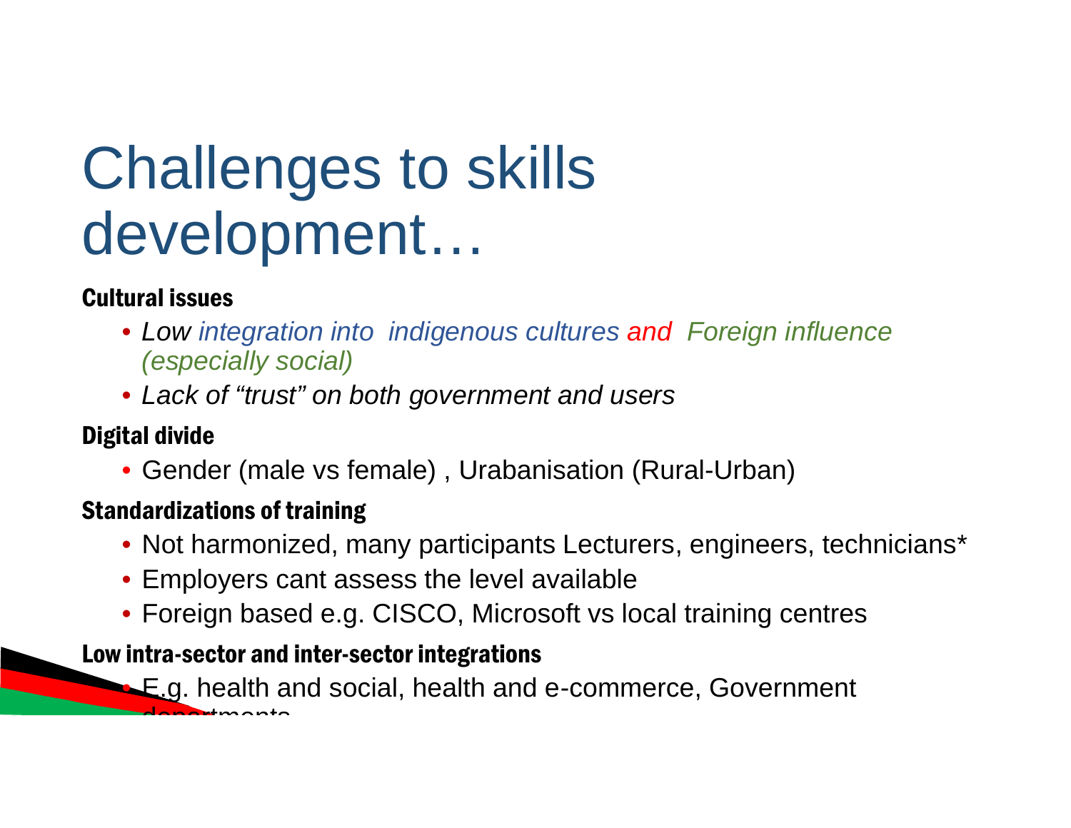# Challenges to skills development…

**Cultural issues**

- *Low integration into indigenous cultures and Foreign influence (especially social)*
- *Lack of "trust" on both government and users*

**Digital divide**

- Gender (male vs female) , Urabanisation (Rural-Urban)

**Standardizations of training**

- Not harmonized, many participants Lecturers, engineers, technicians*
- Employers cant assess the level available
- Foreign based e.g. CISCO, Microsoft vs local training centres

**Low intra-sector and inter-sector integrations**

- E.g. health and social, health and e-commerce, Government departments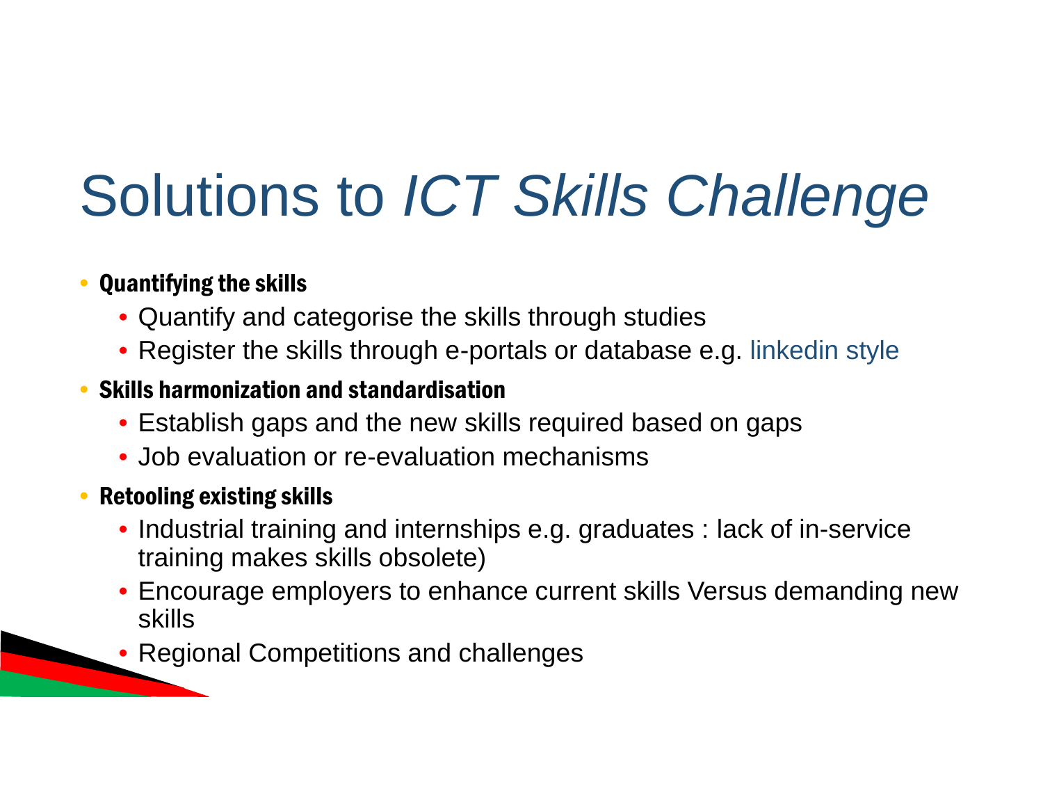# Solutions to *ICT Skills Challenge*

- **Quantifying the skills**
  - Quantify and categorise the skills through studies
  - Register the skills through e-portals or database e.g. linkedin style
- **Skills harmonization and standardisation**
  - Establish gaps and the new skills required based on gaps
  - Job evaluation or re-evaluation mechanisms
- **Retooling existing skills**
  - Industrial training and internships e.g. graduates : lack of in-service training makes skills obsolete)
  - Encourage employers to enhance current skills Versus demanding new skills
  - Regional Competitions and challenges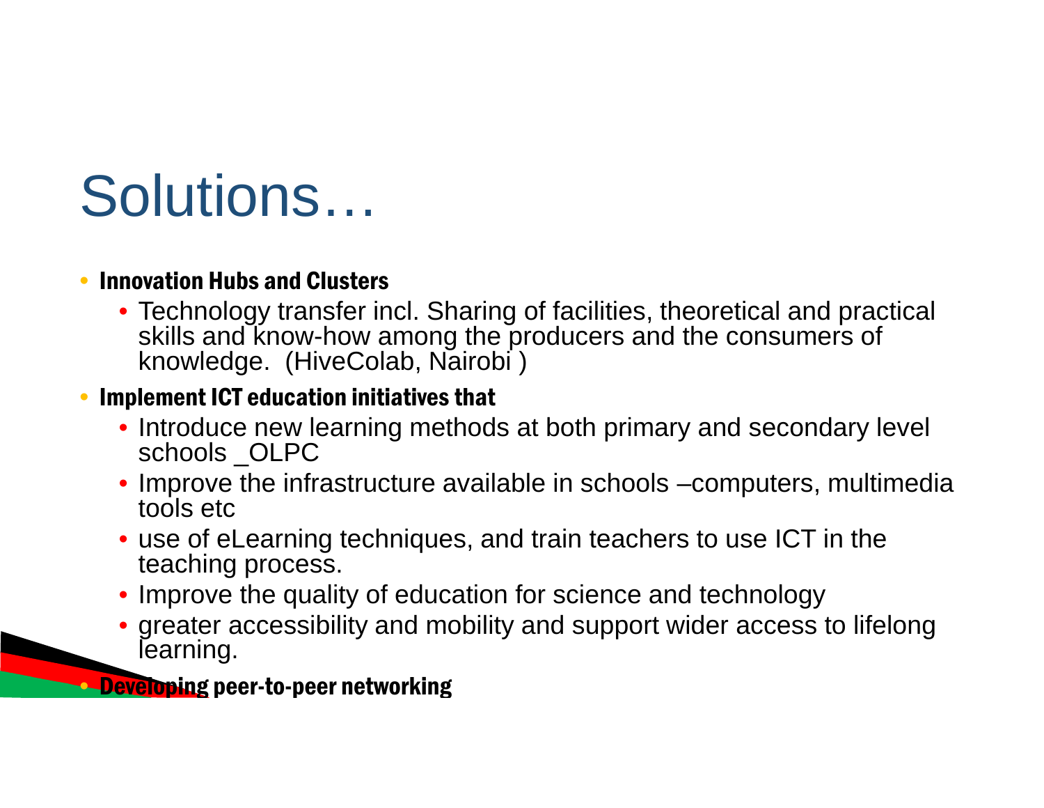# Solutions…

- **Innovation Hubs and Clusters**
  - Technology transfer incl. Sharing of facilities, theoretical and practical skills and know-how among the producers and the consumers of knowledge.  (HiveColab, Nairobi )
- **Implement ICT education initiatives that**
  - Introduce new learning methods at both primary and secondary level schools _OLPC
  - Improve the infrastructure available in schools –computers, multimedia tools etc
  - use of eLearning techniques, and train teachers to use ICT in the teaching process.
  - Improve the quality of education for science and technology
  - greater accessibility and mobility and support wider access to lifelong learning.
- **Developing peer-to-peer networking**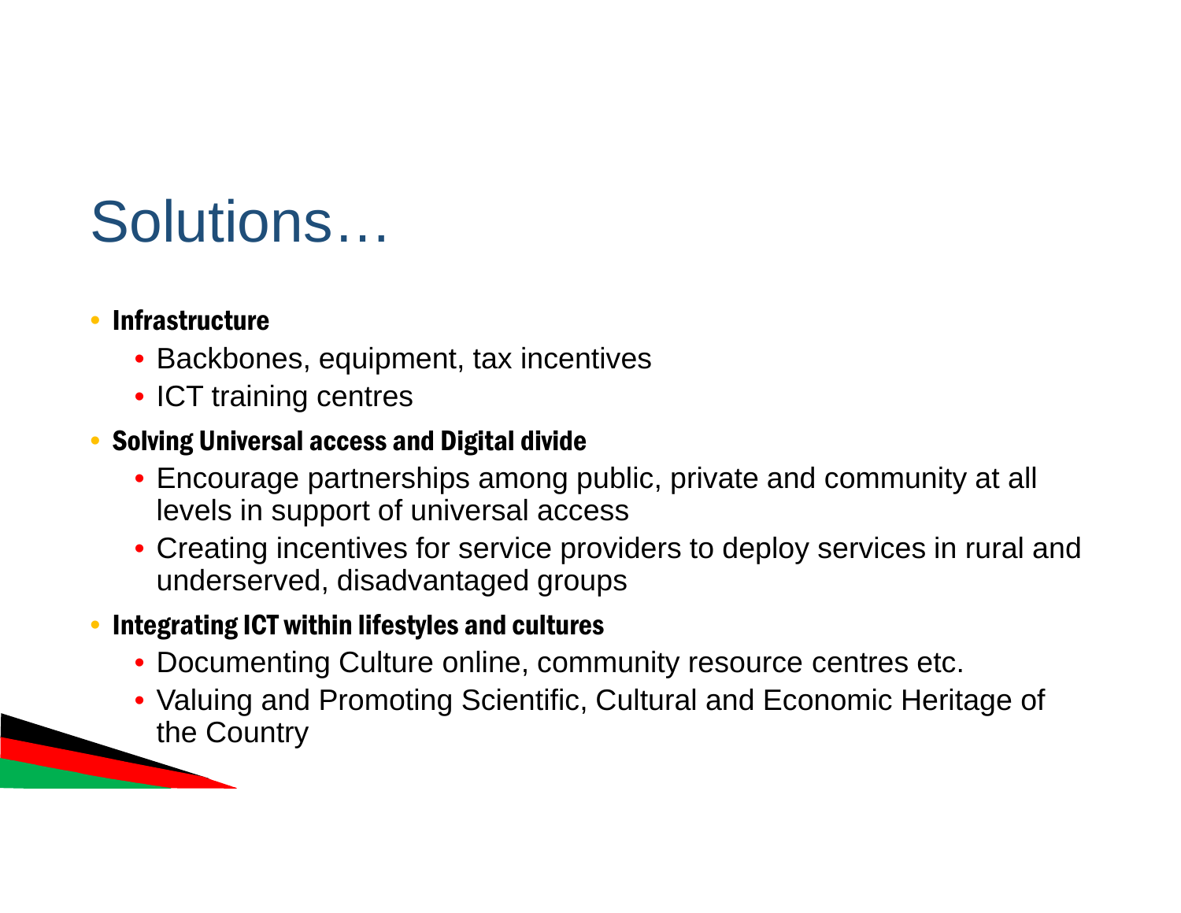# Solutions…

- **Infrastructure**
  - Backbones, equipment, tax incentives
  - ICT training centres
- **Solving Universal access and Digital divide**
  - Encourage partnerships among public, private and community at all levels in support of universal access
  - Creating incentives for service providers to deploy services in rural and underserved, disadvantaged groups
- **Integrating ICT within lifestyles and cultures**
  - Documenting Culture online, community resource centres etc.
  - Valuing and Promoting Scientific, Cultural and Economic Heritage of the Country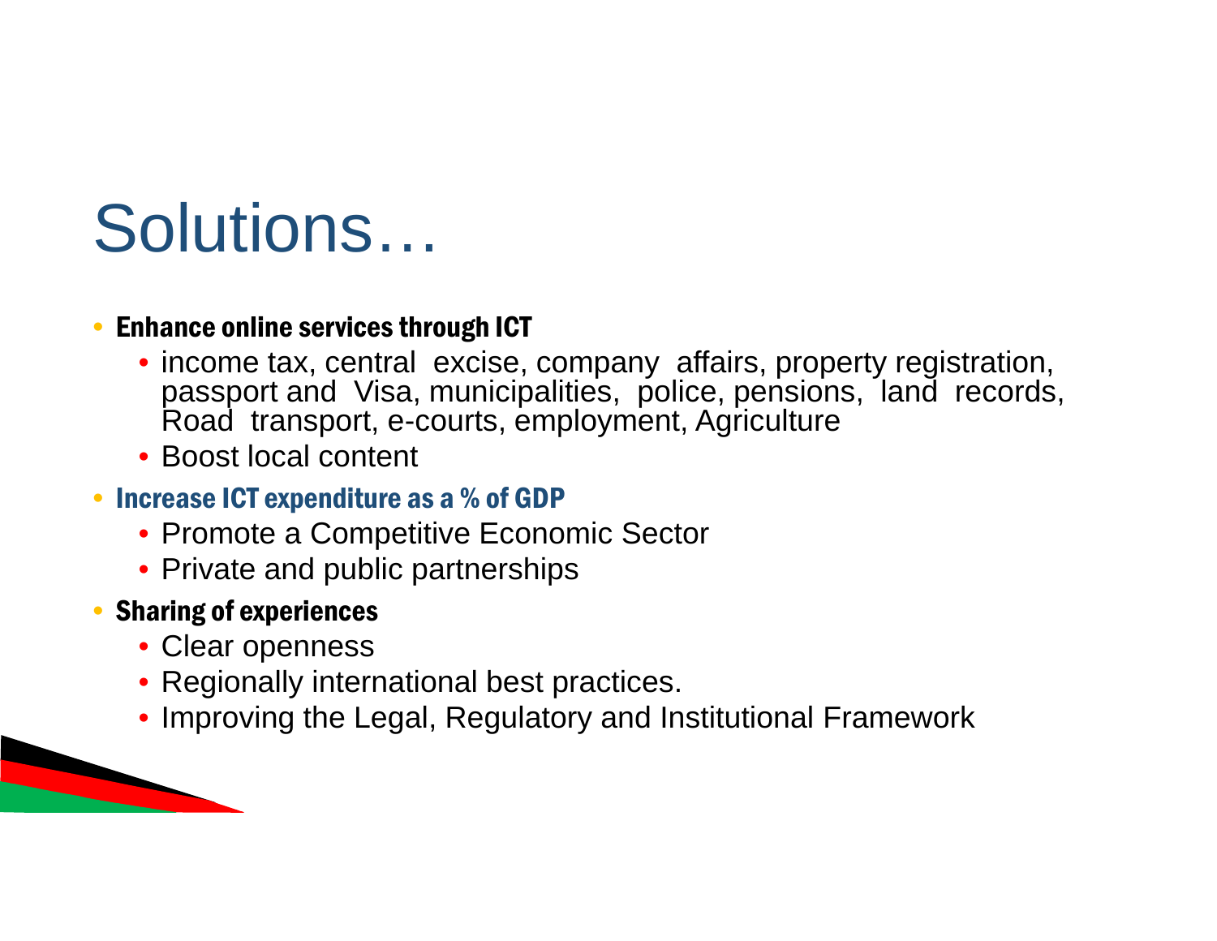# Solutions…

- **Enhance online services through ICT**
  - income tax, central excise, company affairs, property registration, passport and Visa, municipalities, police, pensions, land records, Road transport, e-courts, employment, Agriculture
  - Boost local content
- **Increase ICT expenditure as a % of GDP**
  - Promote a Competitive Economic Sector
  - Private and public partnerships
- **Sharing of experiences**
  - Clear openness
  - Regionally international best practices.
  - Improving the Legal, Regulatory and Institutional Framework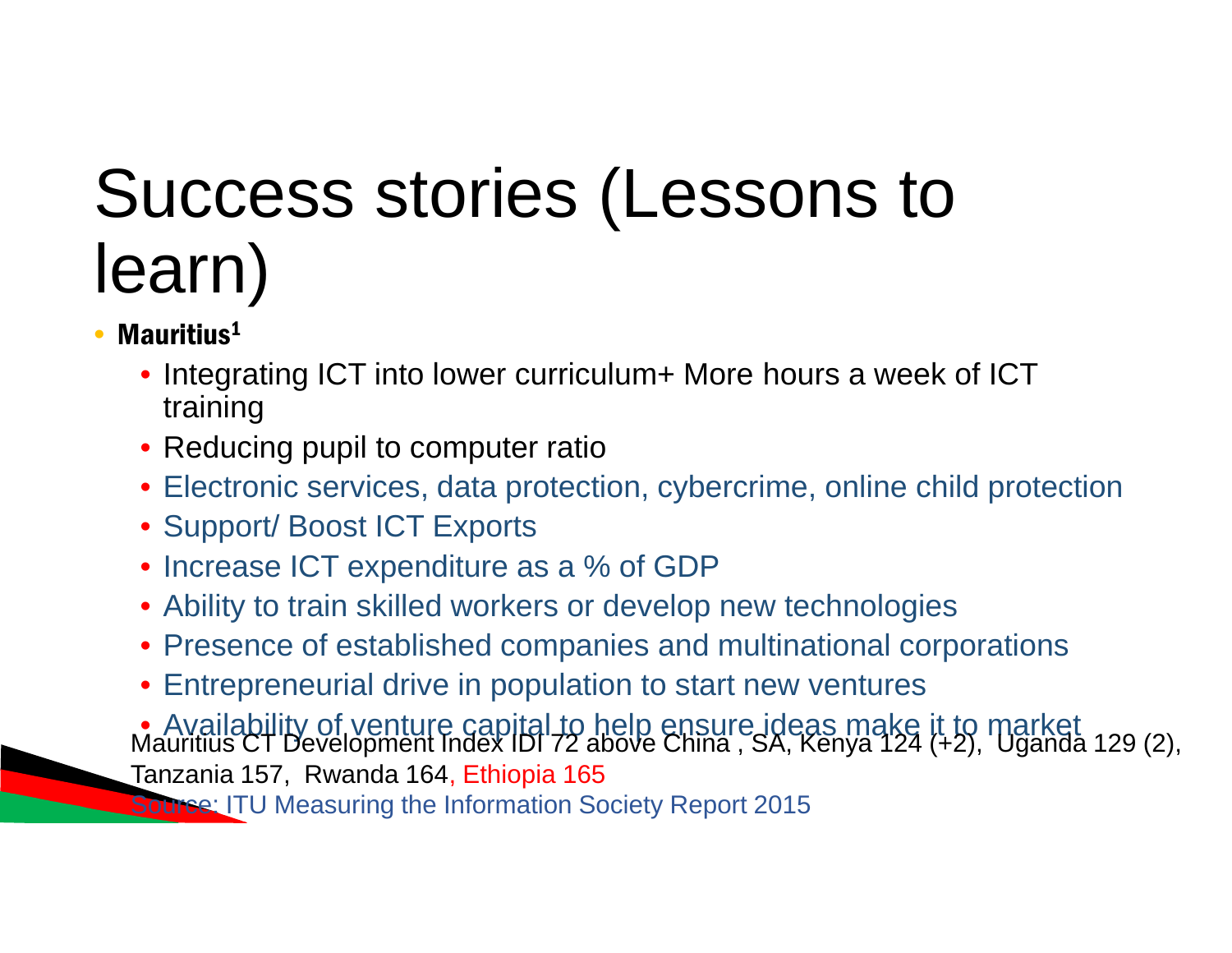# Success stories (Lessons to learn)

- **Mauritius[1]**
  - Integrating ICT into lower curriculum+ More hours a week of ICT training
  - Reducing pupil to computer ratio
  - Electronic services, data protection, cybercrime, online child protection
  - Support/ Boost ICT Exports
  - Increase ICT expenditure as a % of GDP
  - Ability to train skilled workers or develop new technologies
  - Presence of established companies and multinational corporations
  - Entrepreneurial drive in population to start new ventures
  - Availability of venture capital to help ensure ideas make it to market

Mauritius CT Development Index IDI 72 above China , SA, Kenya 124 (+2), Uganda 129 (2), Tanzania 157, Rwanda 164, Ethiopia 165

Source: ITU Measuring the Information Society Report 2015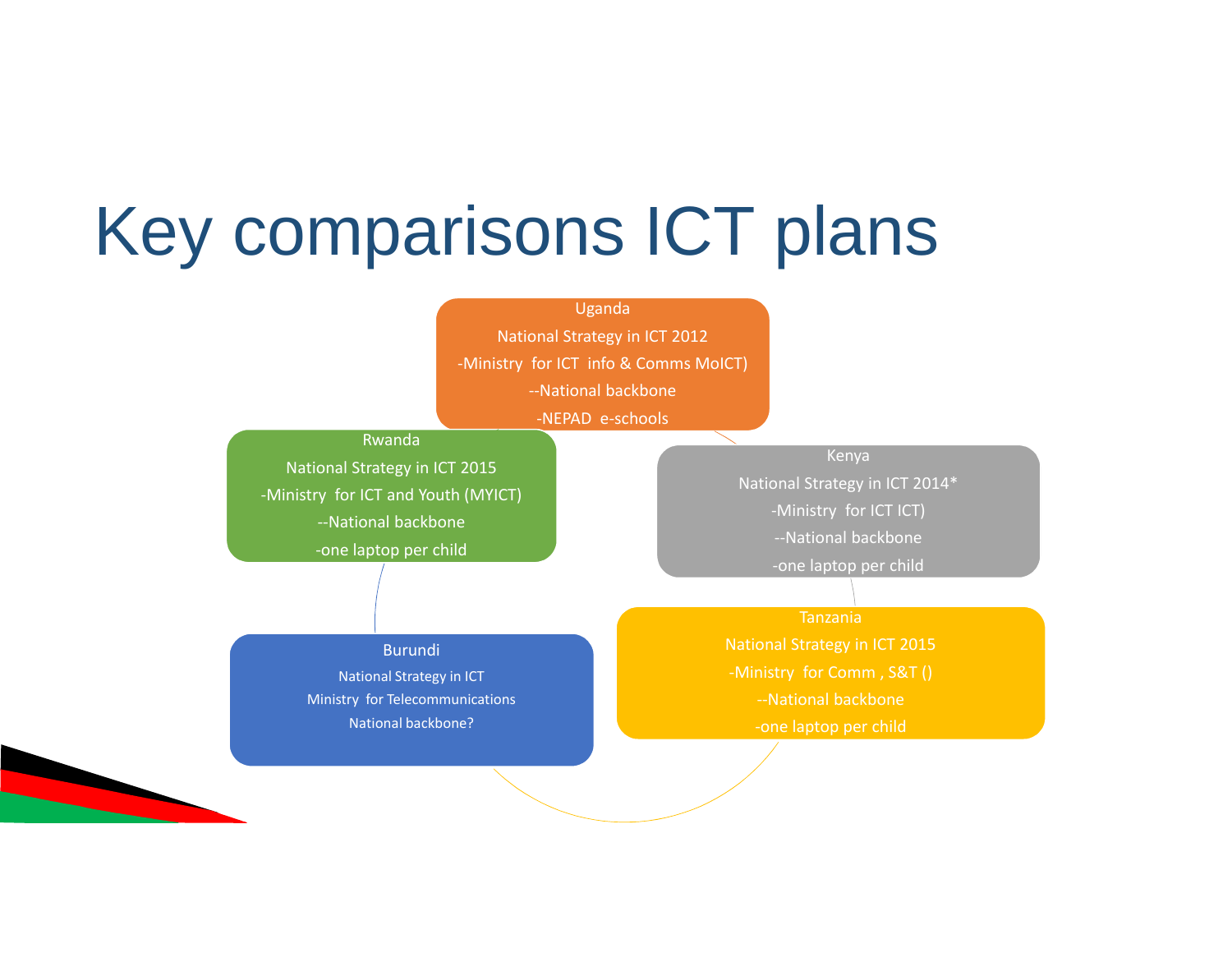# Key comparisons ICT plans

**Uganda**
National Strategy in ICT 2012
-Ministry for ICT info & Comms MoICT)
--National backbone
-NEPAD e-schools

**Rwanda**
National Strategy in ICT 2015
-Ministry for ICT and Youth (MYICT)
--National backbone
-one laptop per child

**Kenya**
National Strategy in ICT 2014*
-Ministry for ICT ICT)
--National backbone
-one laptop per child

**Burundi**
National Strategy in ICT
Ministry for Telecommunications
National backbone?

**Tanzania**
National Strategy in ICT 2015
-Ministry for Comm , S&T ()
--National backbone
-one laptop per child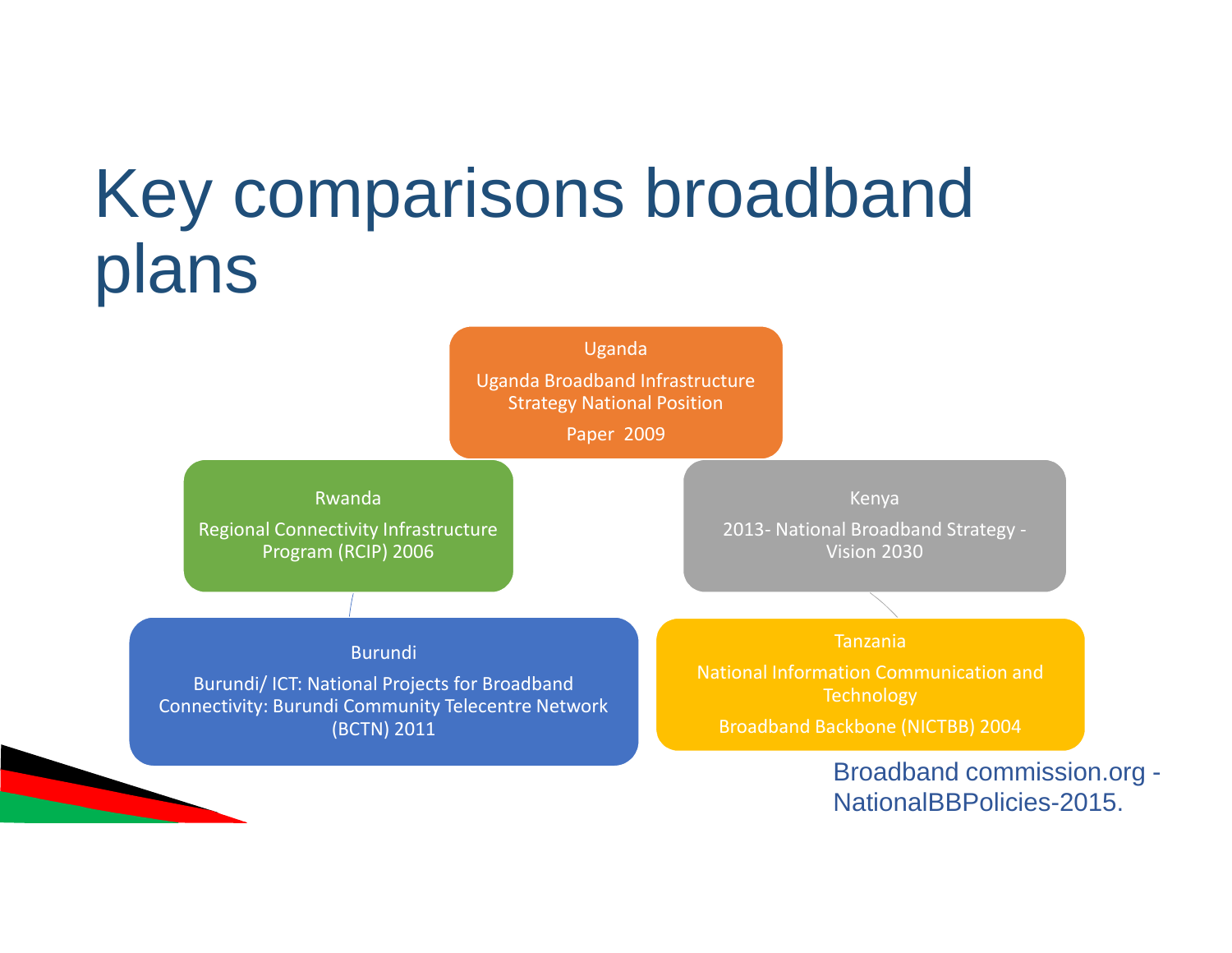# Key comparisons broadband plans

**Uganda**

Uganda Broadband Infrastructure Strategy National Position

Paper 2009

**Rwanda**

Regional Connectivity Infrastructure Program (RCIP) 2006

**Kenya**

2013- National Broadband Strategy - Vision 2030

**Burundi**

Burundi/ ICT: National Projects for Broadband Connectivity: Burundi Community Telecentre Network (BCTN) 2011

**Tanzania**

National Information Communication and Technology

Broadband Backbone (NICTBB) 2004

Broadband commission.org - NationalBBPolicies-2015.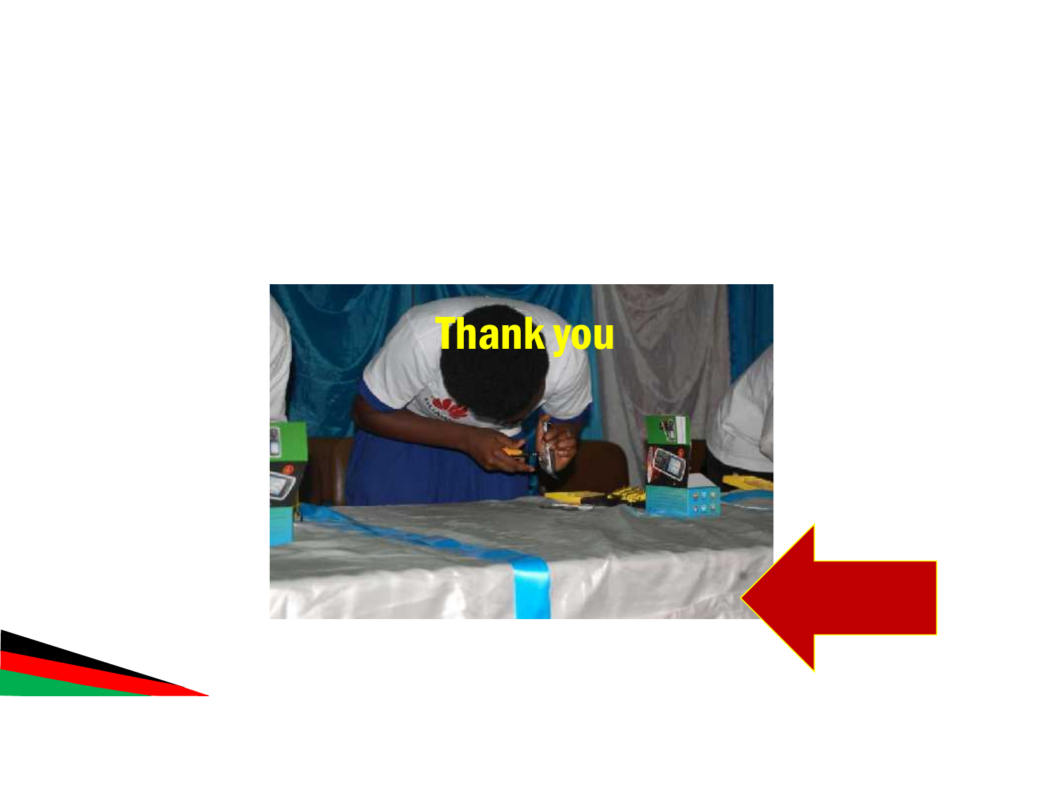Thank you